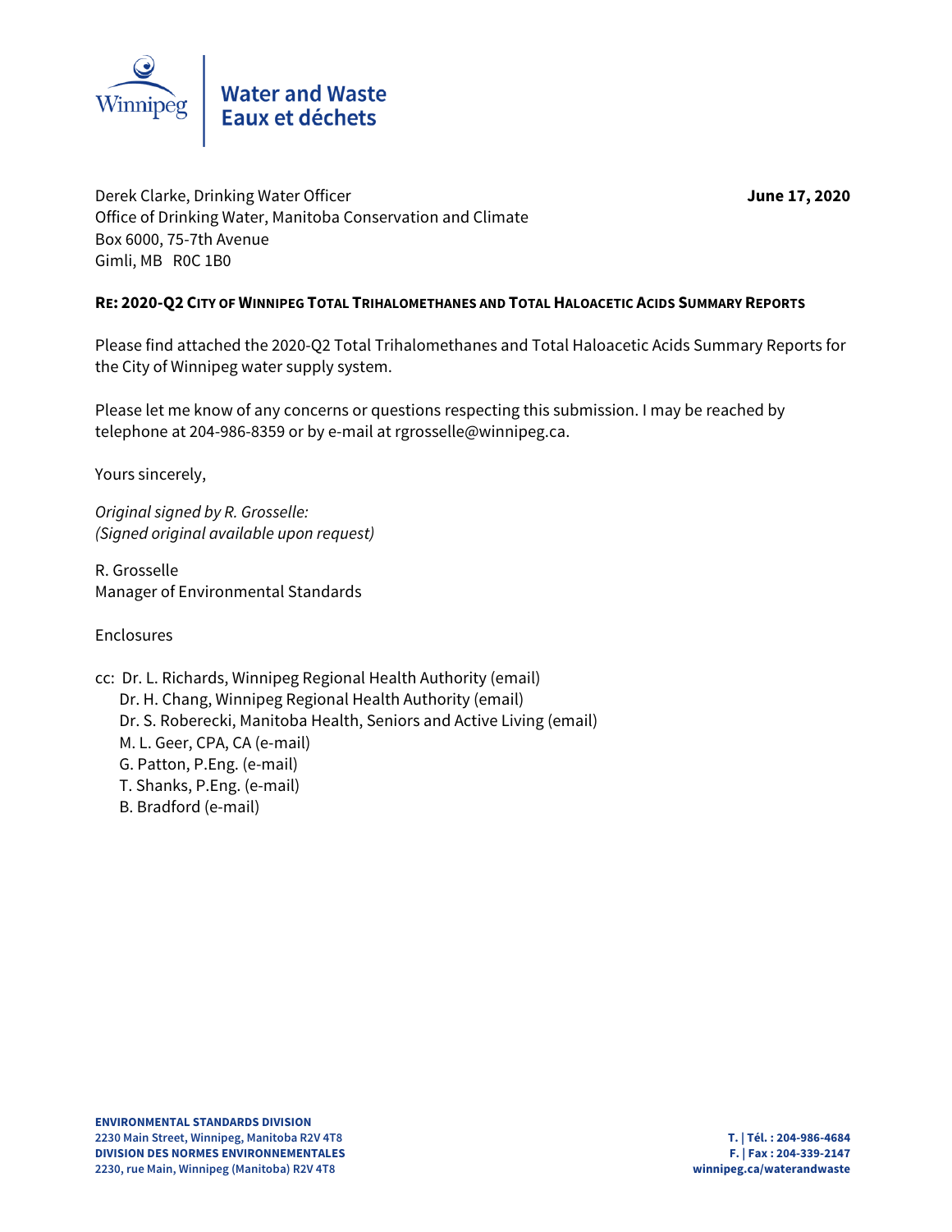Winnipeg

**Water and Waste**
**Eaux et déchets**

Derek Clarke, Drinking Water Officer
Office of Drinking Water, Manitoba Conservation and Climate
Box 6000, 75-7th Avenue
Gimli, MB R0C 1B0

**June 17, 2020**

**RE: 2020-Q2 CITY OF WINNIPEG TOTAL TRIHALOMETHANES AND TOTAL HALOACETIC ACIDS SUMMARY REPORTS**

Please find attached the 2020-Q2 Total Trihalomethanes and Total Haloacetic Acids Summary Reports for the City of Winnipeg water supply system.

Please let me know of any concerns or questions respecting this submission. I may be reached by telephone at 204-986-8359 or by e-mail at rgrosselle@winnipeg.ca.

Yours sincerely,

*Original signed by R. Grosselle:*
*(Signed original available upon request)*

R. Grosselle
Manager of Environmental Standards

Enclosures

cc: Dr. L. Richards, Winnipeg Regional Health Authority (email)
Dr. H. Chang, Winnipeg Regional Health Authority (email)
Dr. S. Roberecki, Manitoba Health, Seniors and Active Living (email)
M. L. Geer, CPA, CA (e-mail)
G. Patton, P.Eng. (e-mail)
T. Shanks, P.Eng. (e-mail)
B. Bradford (e-mail)

**ENVIRONMENTAL STANDARDS DIVISION**
**2230 Main Street, Winnipeg, Manitoba R2V 4T8**
**DIVISION DES NORMES ENVIRONNEMENTALES**
**2230, rue Main, Winnipeg (Manitoba) R2V 4T8**

**T. | Tél. : 204-986-4684**
**F. | Fax : 204-339-2147**
**winnipeg.ca/waterandwaste**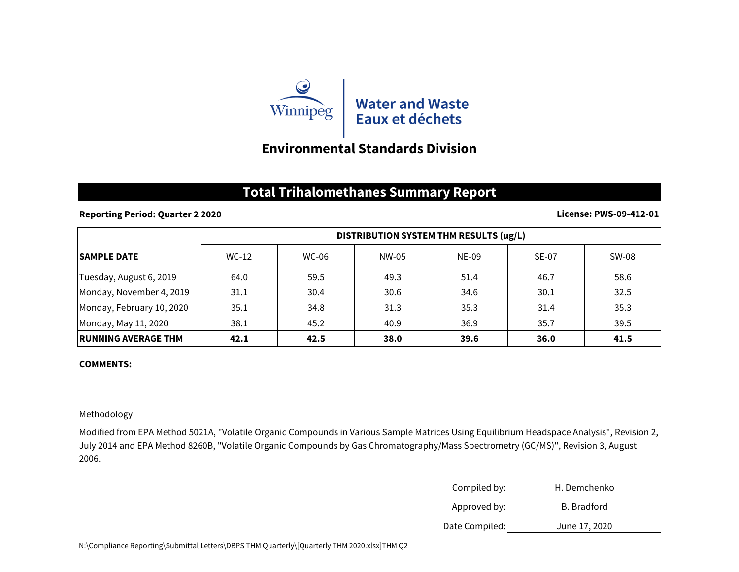Winnipeg

**Water and Waste**
**Eaux et déchets**

## Environmental Standards Division

# Total Trihalomethanes Summary Report

**Reporting Period: Quarter 2 2020** | **License: PWS-09-412-01**

| SAMPLE DATE | DISTRIBUTION SYSTEM THM RESULTS (ug/L) | | | | | |
|---|---|---|---|---|---|---|
| | WC-12 | WC-06 | NW-05 | NE-09 | SE-07 | SW-08 |
| Tuesday, August 6, 2019 | 64.0 | 59.5 | 49.3 | 51.4 | 46.7 | 58.6 |
| Monday, November 4, 2019 | 31.1 | 30.4 | 30.6 | 34.6 | 30.1 | 32.5 |
| Monday, February 10, 2020 | 35.1 | 34.8 | 31.3 | 35.3 | 31.4 | 35.3 |
| Monday, May 11, 2020 | 38.1 | 45.2 | 40.9 | 36.9 | 35.7 | 39.5 |
| **RUNNING AVERAGE THM** | **42.1** | **42.5** | **38.0** | **39.6** | **36.0** | **41.5** |

**COMMENTS:**

Methodology

Modified from EPA Method 5021A, "Volatile Organic Compounds in Various Sample Matrices Using Equilibrium Headspace Analysis", Revision 2, July 2014 and EPA Method 8260B, "Volatile Organic Compounds by Gas Chromatography/Mass Spectrometry (GC/MS)", Revision 3, August 2006.

Compiled by: H. Demchenko

Approved by: B. Bradford

Date Compiled: June 17, 2020

N:\Compliance Reporting\Submittal Letters\DBPS THM Quarterly\[Quarterly THM 2020.xlsx]THM Q2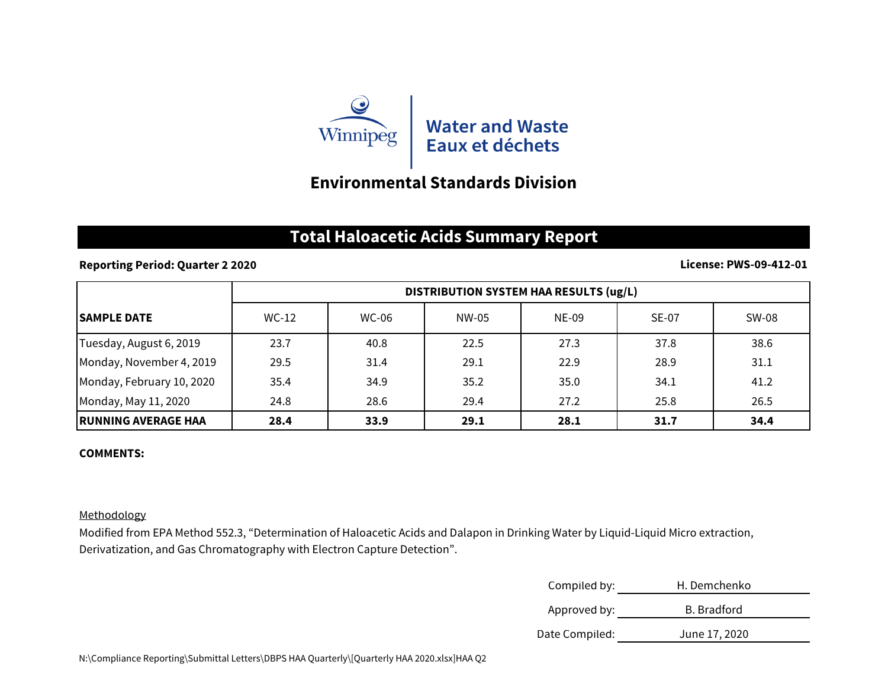Winnipeg

**Water and Waste**
**Eaux et déchets**

## Environmental Standards Division

# Total Haloacetic Acids Summary Report

**Reporting Period: Quarter 2 2020** **License: PWS-09-412-01**

| SAMPLE DATE | DISTRIBUTION SYSTEM HAA RESULTS (ug/L) | | | | | |
|---|---|---|---|---|---|---|
| | WC-12 | WC-06 | NW-05 | NE-09 | SE-07 | SW-08 |
| Tuesday, August 6, 2019 | 23.7 | 40.8 | 22.5 | 27.3 | 37.8 | 38.6 |
| Monday, November 4, 2019 | 29.5 | 31.4 | 29.1 | 22.9 | 28.9 | 31.1 |
| Monday, February 10, 2020 | 35.4 | 34.9 | 35.2 | 35.0 | 34.1 | 41.2 |
| Monday, May 11, 2020 | 24.8 | 28.6 | 29.4 | 27.2 | 25.8 | 26.5 |
| **RUNNING AVERAGE HAA** | **28.4** | **33.9** | **29.1** | **28.1** | **31.7** | **34.4** |

**COMMENTS:**

Methodology

Modified from EPA Method 552.3, "Determination of Haloacetic Acids and Dalapon in Drinking Water by Liquid-Liquid Micro extraction, Derivatization, and Gas Chromatography with Electron Capture Detection".

Compiled by: H. Demchenko

Approved by: B. Bradford

Date Compiled: June 17, 2020

N:\Compliance Reporting\Submittal Letters\DBPS HAA Quarterly\[Quarterly HAA 2020.xlsx]HAA Q2